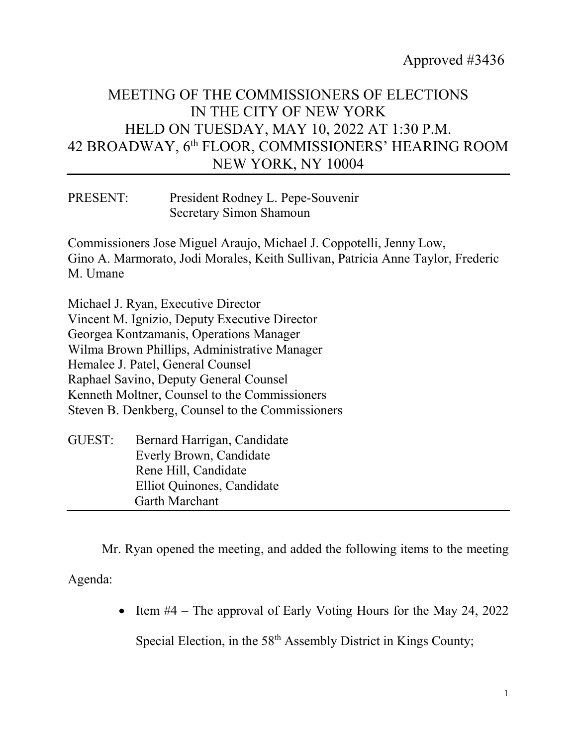Approved #3436

# MEETING OF THE COMMISSIONERS OF ELECTIONS IN THE CITY OF NEW YORK HELD ON TUESDAY, MAY 10, 2022 AT 1:30 P.M. 42 BROADWAY, 6th FLOOR, COMMISSIONERS' HEARING ROOM NEW YORK, NY 10004

---

PRESENT: President Rodney L. Pepe-Souvenir
Secretary Simon Shamoun

Commissioners Jose Miguel Araujo, Michael J. Coppotelli, Jenny Low, Gino A. Marmorato, Jodi Morales, Keith Sullivan, Patricia Anne Taylor, Frederic M. Umane

Michael J. Ryan, Executive Director
Vincent M. Ignizio, Deputy Executive Director
Georgea Kontzamanis, Operations Manager
Wilma Brown Phillips, Administrative Manager
Hemalee J. Patel, General Counsel
Raphael Savino, Deputy General Counsel
Kenneth Moltner, Counsel to the Commissioners
Steven B. Denkberg, Counsel to the Commissioners

GUEST: Bernard Harrigan, Candidate
Everly Brown, Candidate
Rene Hill, Candidate
Elliot Quinones, Candidate
Garth Marchant

---

Mr. Ryan opened the meeting, and added the following items to the meeting Agenda:

- Item #4 – The approval of Early Voting Hours for the May 24, 2022 Special Election, in the 58th Assembly District in Kings County;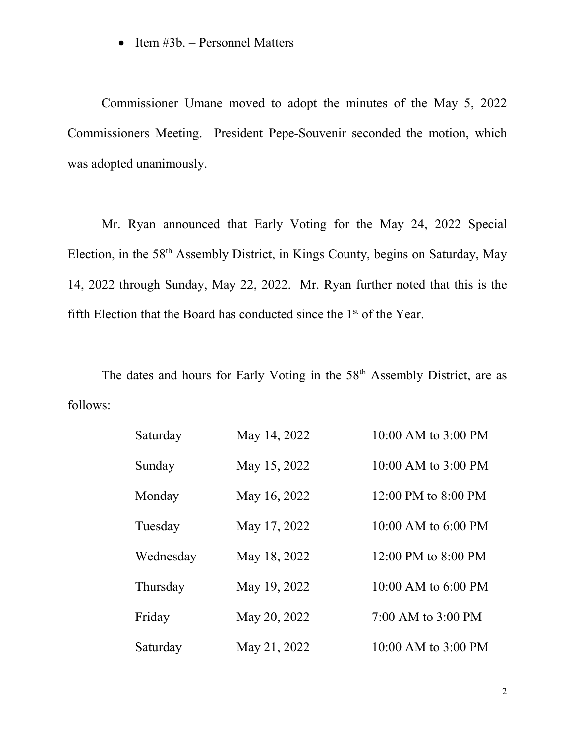- Item #3b. – Personnel Matters

Commissioner Umane moved to adopt the minutes of the May 5, 2022 Commissioners Meeting. President Pepe-Souvenir seconded the motion, which was adopted unanimously.

Mr. Ryan announced that Early Voting for the May 24, 2022 Special Election, in the 58th Assembly District, in Kings County, begins on Saturday, May 14, 2022 through Sunday, May 22, 2022. Mr. Ryan further noted that this is the fifth Election that the Board has conducted since the 1st of the Year.

The dates and hours for Early Voting in the 58th Assembly District, are as follows:

| | | |
|---|---|---|
| Saturday | May 14, 2022 | 10:00 AM to 3:00 PM |
| Sunday | May 15, 2022 | 10:00 AM to 3:00 PM |
| Monday | May 16, 2022 | 12:00 PM to 8:00 PM |
| Tuesday | May 17, 2022 | 10:00 AM to 6:00 PM |
| Wednesday | May 18, 2022 | 12:00 PM to 8:00 PM |
| Thursday | May 19, 2022 | 10:00 AM to 6:00 PM |
| Friday | May 20, 2022 | 7:00 AM to 3:00 PM |
| Saturday | May 21, 2022 | 10:00 AM to 3:00 PM |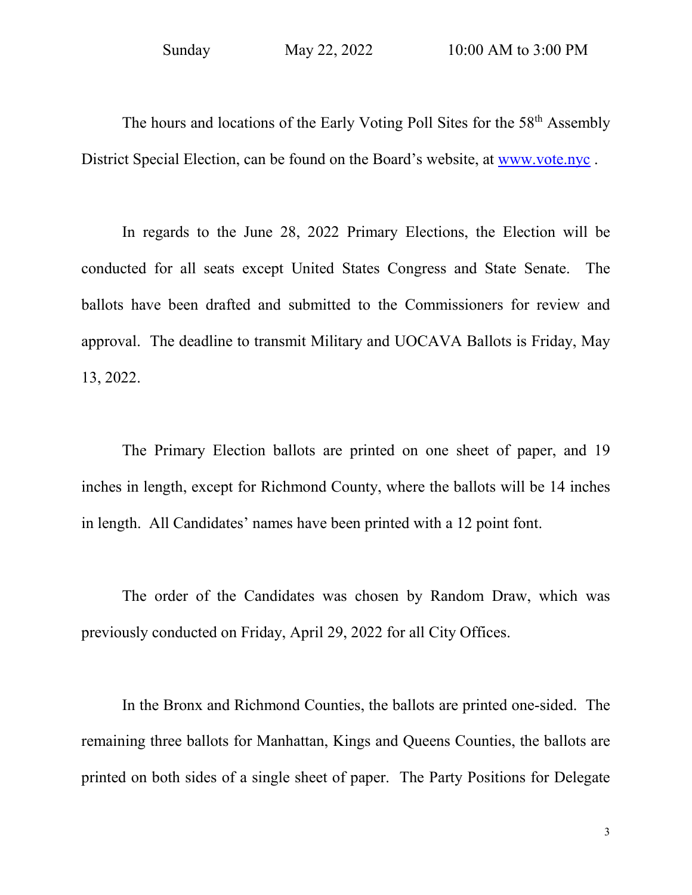Sunday May 22, 2022 10:00 AM to 3:00 PM

The hours and locations of the Early Voting Poll Sites for the 58th Assembly District Special Election, can be found on the Board's website, at [www.vote.nyc](http://www.vote.nyc) .

In regards to the June 28, 2022 Primary Elections, the Election will be conducted for all seats except United States Congress and State Senate. The ballots have been drafted and submitted to the Commissioners for review and approval. The deadline to transmit Military and UOCAVA Ballots is Friday, May 13, 2022.

The Primary Election ballots are printed on one sheet of paper, and 19 inches in length, except for Richmond County, where the ballots will be 14 inches in length. All Candidates' names have been printed with a 12 point font.

The order of the Candidates was chosen by Random Draw, which was previously conducted on Friday, April 29, 2022 for all City Offices.

In the Bronx and Richmond Counties, the ballots are printed one-sided. The remaining three ballots for Manhattan, Kings and Queens Counties, the ballots are printed on both sides of a single sheet of paper. The Party Positions for Delegate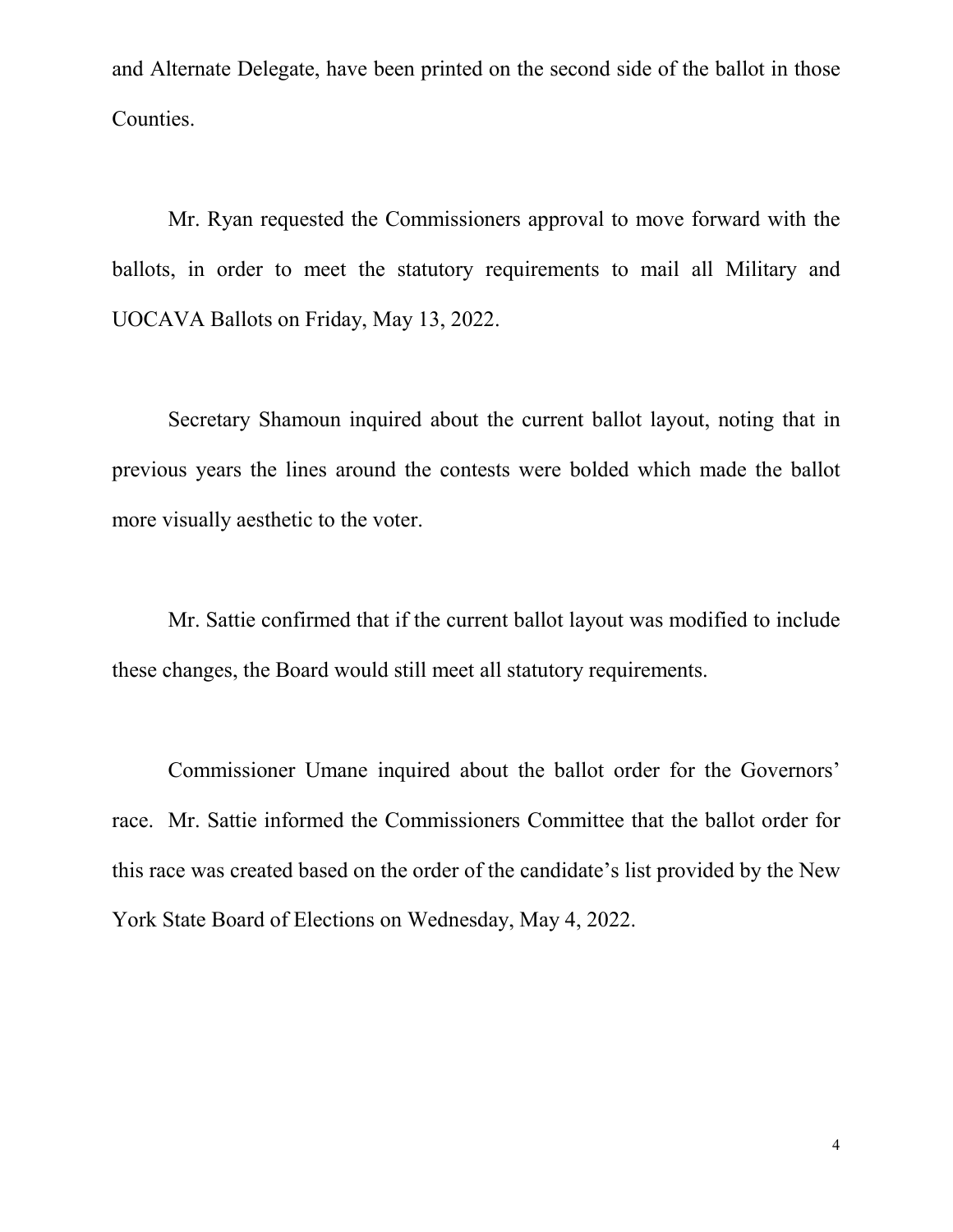and Alternate Delegate, have been printed on the second side of the ballot in those Counties.

Mr. Ryan requested the Commissioners approval to move forward with the ballots, in order to meet the statutory requirements to mail all Military and UOCAVA Ballots on Friday, May 13, 2022.

Secretary Shamoun inquired about the current ballot layout, noting that in previous years the lines around the contests were bolded which made the ballot more visually aesthetic to the voter.

Mr. Sattie confirmed that if the current ballot layout was modified to include these changes, the Board would still meet all statutory requirements.

Commissioner Umane inquired about the ballot order for the Governors' race. Mr. Sattie informed the Commissioners Committee that the ballot order for this race was created based on the order of the candidate's list provided by the New York State Board of Elections on Wednesday, May 4, 2022.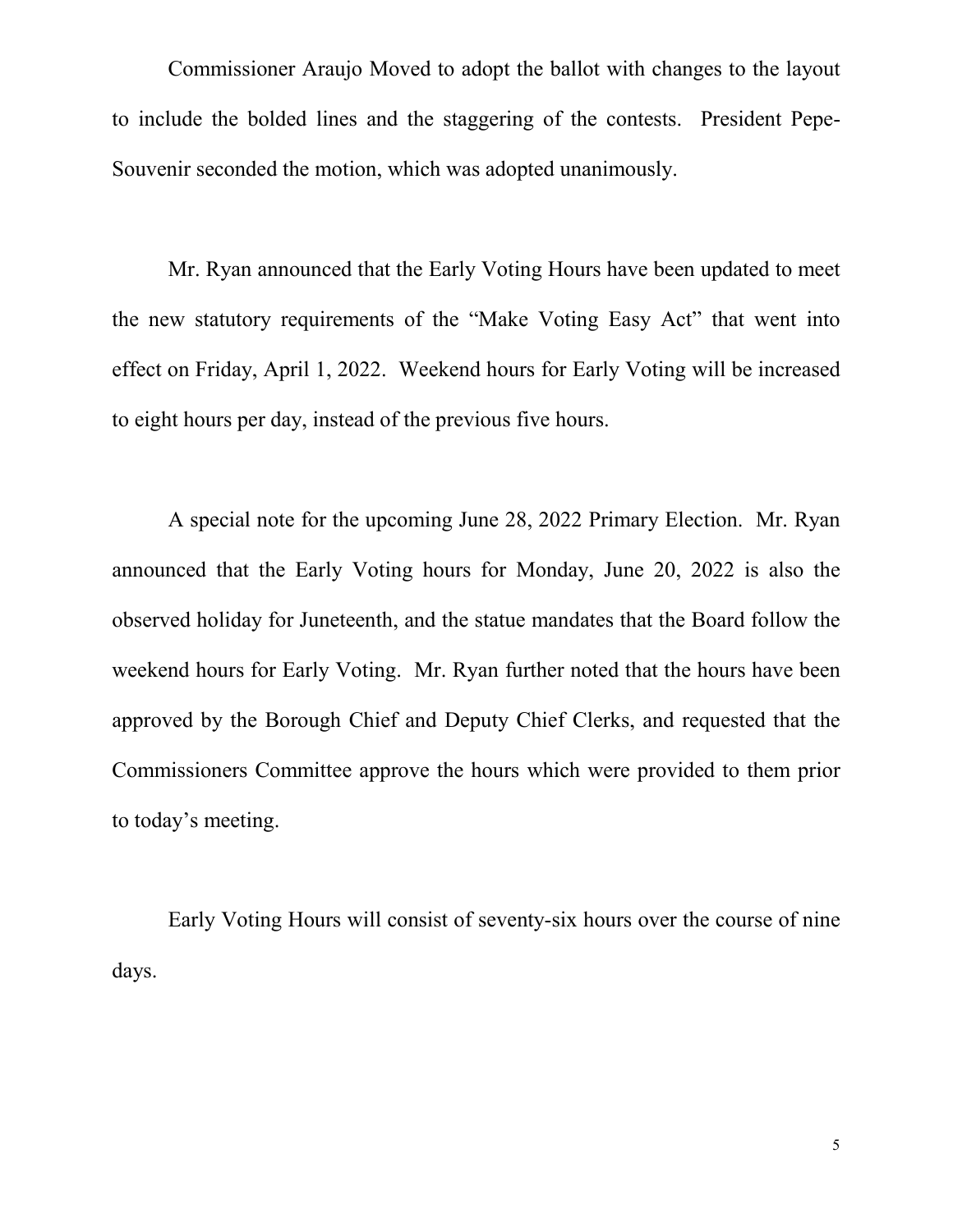Commissioner Araujo Moved to adopt the ballot with changes to the layout to include the bolded lines and the staggering of the contests. President Pepe-Souvenir seconded the motion, which was adopted unanimously.

Mr. Ryan announced that the Early Voting Hours have been updated to meet the new statutory requirements of the "Make Voting Easy Act" that went into effect on Friday, April 1, 2022. Weekend hours for Early Voting will be increased to eight hours per day, instead of the previous five hours.

A special note for the upcoming June 28, 2022 Primary Election. Mr. Ryan announced that the Early Voting hours for Monday, June 20, 2022 is also the observed holiday for Juneteenth, and the statue mandates that the Board follow the weekend hours for Early Voting. Mr. Ryan further noted that the hours have been approved by the Borough Chief and Deputy Chief Clerks, and requested that the Commissioners Committee approve the hours which were provided to them prior to today's meeting.

Early Voting Hours will consist of seventy-six hours over the course of nine days.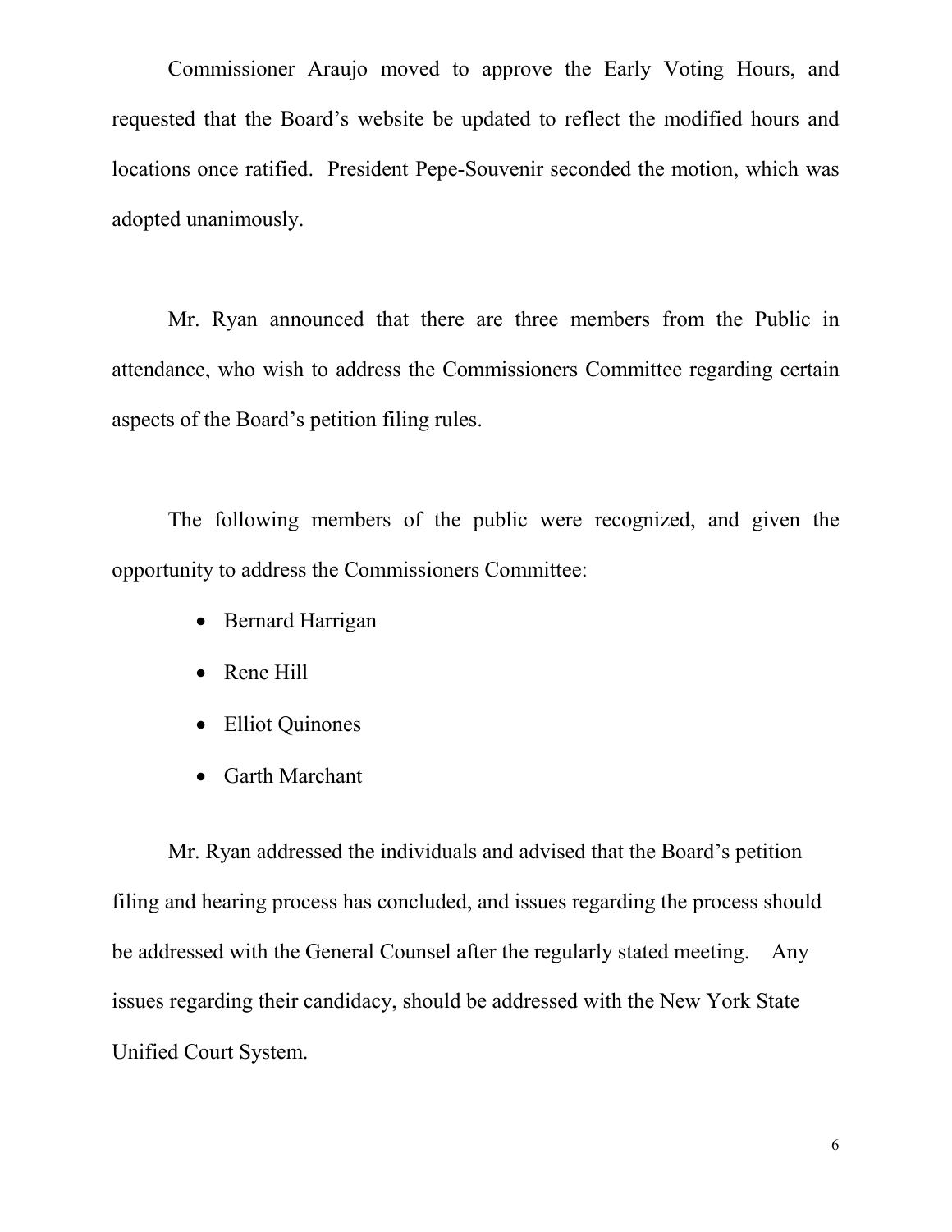Commissioner Araujo moved to approve the Early Voting Hours, and requested that the Board's website be updated to reflect the modified hours and locations once ratified. President Pepe-Souvenir seconded the motion, which was adopted unanimously.

Mr. Ryan announced that there are three members from the Public in attendance, who wish to address the Commissioners Committee regarding certain aspects of the Board's petition filing rules.

The following members of the public were recognized, and given the opportunity to address the Commissioners Committee:

- Bernard Harrigan
- Rene Hill
- Elliot Quinones
- Garth Marchant

Mr. Ryan addressed the individuals and advised that the Board's petition filing and hearing process has concluded, and issues regarding the process should be addressed with the General Counsel after the regularly stated meeting. Any issues regarding their candidacy, should be addressed with the New York State Unified Court System.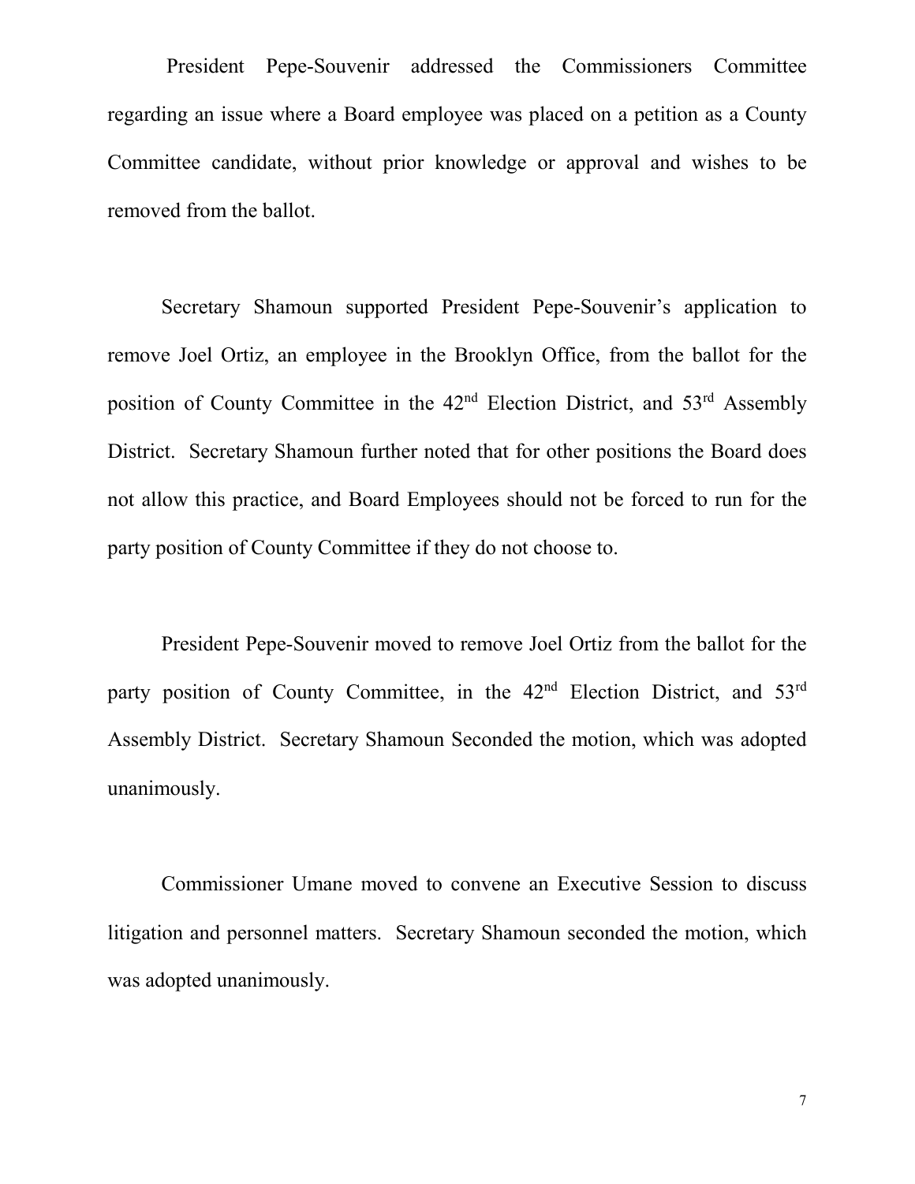President Pepe-Souvenir addressed the Commissioners Committee regarding an issue where a Board employee was placed on a petition as a County Committee candidate, without prior knowledge or approval and wishes to be removed from the ballot.

Secretary Shamoun supported President Pepe-Souvenir's application to remove Joel Ortiz, an employee in the Brooklyn Office, from the ballot for the position of County Committee in the 42nd Election District, and 53rd Assembly District. Secretary Shamoun further noted that for other positions the Board does not allow this practice, and Board Employees should not be forced to run for the party position of County Committee if they do not choose to.

President Pepe-Souvenir moved to remove Joel Ortiz from the ballot for the party position of County Committee, in the 42nd Election District, and 53rd Assembly District. Secretary Shamoun Seconded the motion, which was adopted unanimously.

Commissioner Umane moved to convene an Executive Session to discuss litigation and personnel matters. Secretary Shamoun seconded the motion, which was adopted unanimously.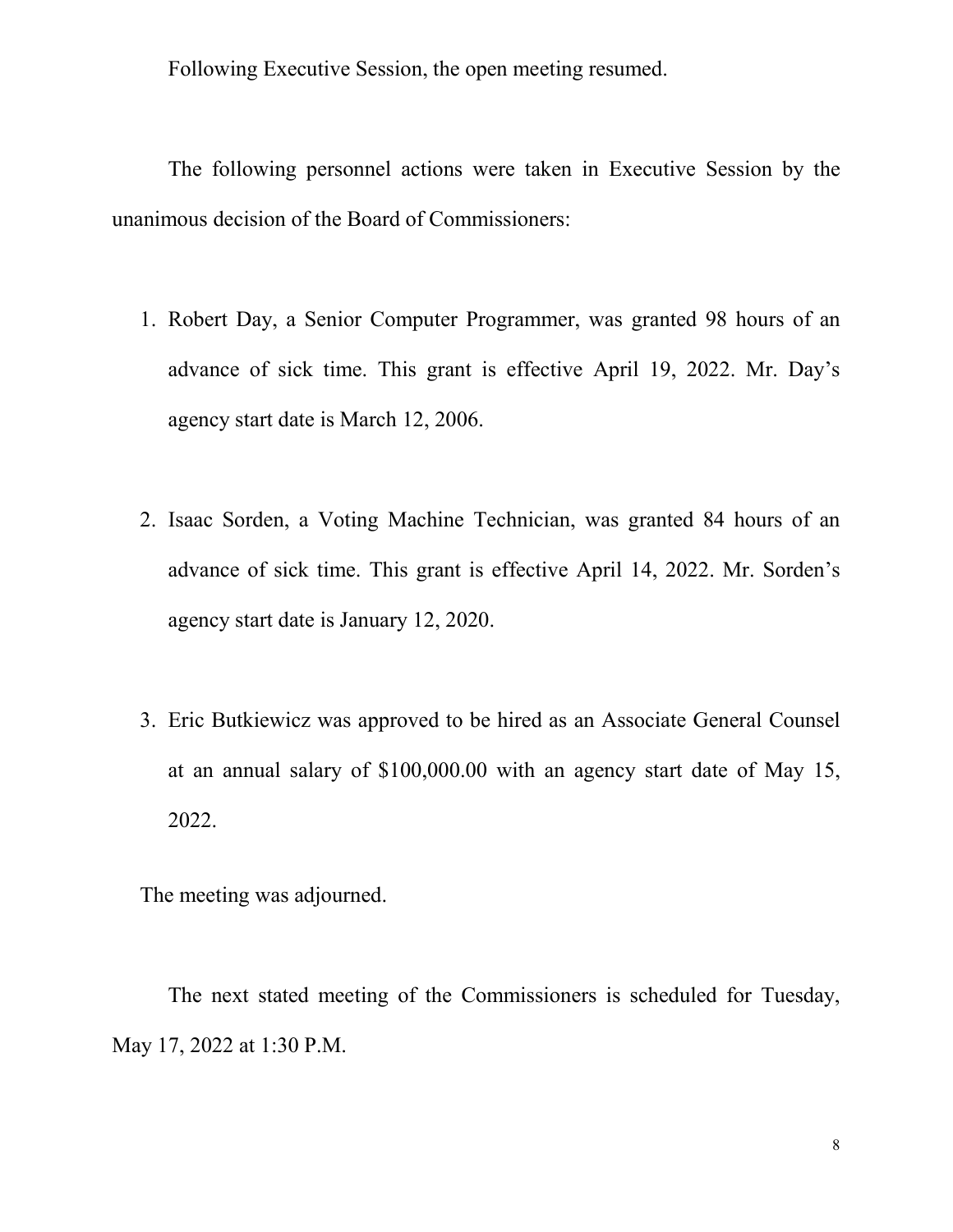Following Executive Session, the open meeting resumed.

The following personnel actions were taken in Executive Session by the unanimous decision of the Board of Commissioners:

1. Robert Day, a Senior Computer Programmer, was granted 98 hours of an advance of sick time. This grant is effective April 19, 2022. Mr. Day's agency start date is March 12, 2006.

2. Isaac Sorden, a Voting Machine Technician, was granted 84 hours of an advance of sick time. This grant is effective April 14, 2022. Mr. Sorden's agency start date is January 12, 2020.

3. Eric Butkiewicz was approved to be hired as an Associate General Counsel at an annual salary of $100,000.00 with an agency start date of May 15, 2022.

The meeting was adjourned.

The next stated meeting of the Commissioners is scheduled for Tuesday, May 17, 2022 at 1:30 P.M.